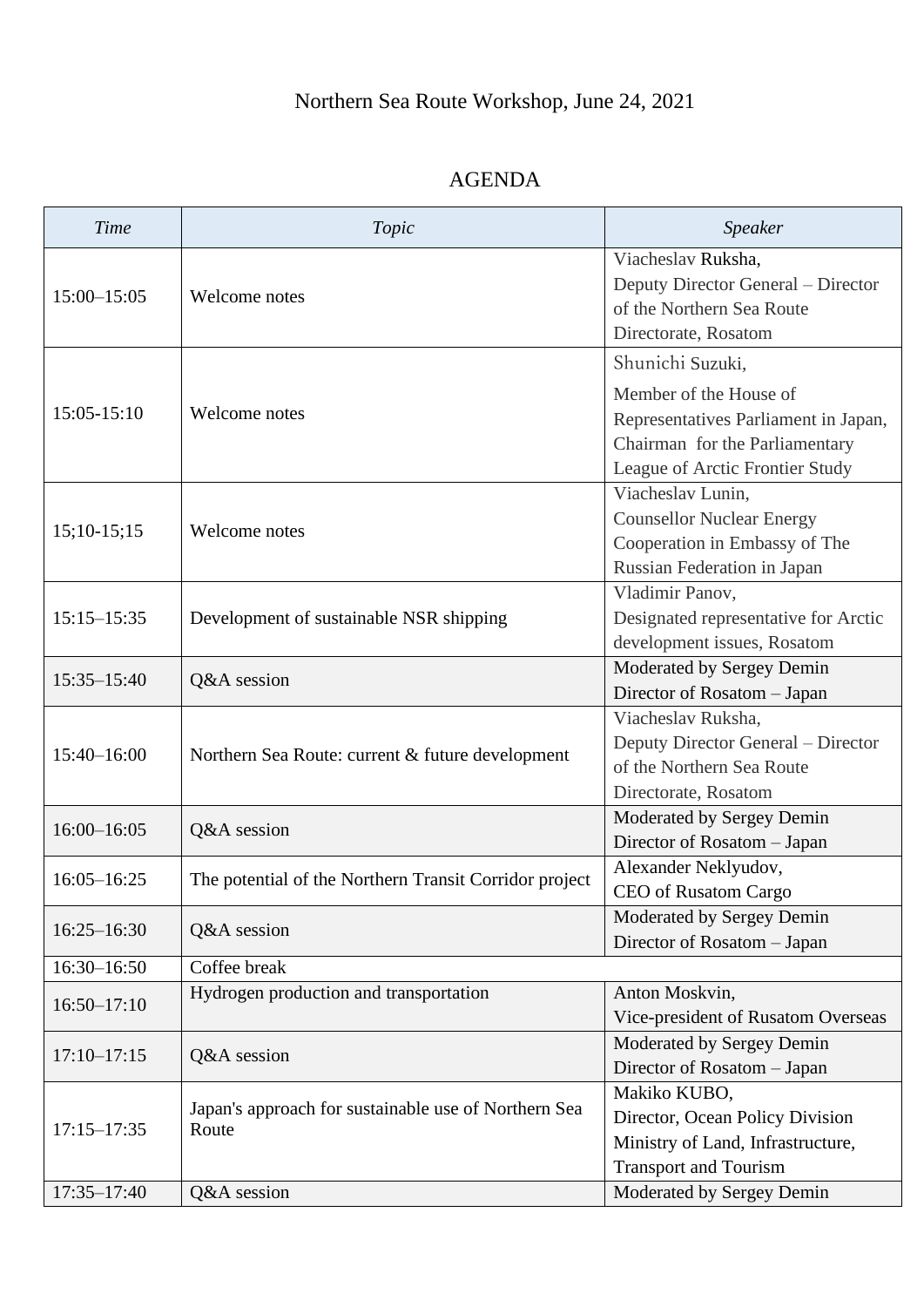Northern Sea Route Workshop, June 24, 2021

AGENDA

| *Time* | *Topic* | *Speaker* |
|---|---|---|
| 15:00–15:05 | Welcome notes | Viacheslav Ruksha, Deputy Director General – Director of the Northern Sea Route Directorate, Rosatom |
| 15:05-15:10 | Welcome notes | Shunichi Suzuki, Member of the House of Representatives Parliament in Japan, Chairman for the Parliamentary League of Arctic Frontier Study |
| 15;10-15;15 | Welcome notes | Viacheslav Lunin, Counsellor Nuclear Energy Cooperation in Embassy of The Russian Federation in Japan |
| 15:15–15:35 | Development of sustainable NSR shipping | Vladimir Panov, Designated representative for Arctic development issues, Rosatom |
| 15:35–15:40 | Q&A session | Moderated by Sergey Demin Director of Rosatom – Japan |
| 15:40–16:00 | Northern Sea Route: current & future development | Viacheslav Ruksha, Deputy Director General – Director of the Northern Sea Route Directorate, Rosatom |
| 16:00–16:05 | Q&A session | Moderated by Sergey Demin Director of Rosatom – Japan |
| 16:05–16:25 | The potential of the Northern Transit Corridor project | Alexander Neklyudov, CEO of Rusatom Cargo |
| 16:25–16:30 | Q&A session | Moderated by Sergey Demin Director of Rosatom – Japan |
| 16:30–16:50 | Coffee break | |
| 16:50–17:10 | Hydrogen production and transportation | Anton Moskvin, Vice-president of Rusatom Overseas |
| 17:10–17:15 | Q&A session | Moderated by Sergey Demin Director of Rosatom – Japan |
| 17:15–17:35 | Japan's approach for sustainable use of Northern Sea Route | Makiko KUBO, Director, Ocean Policy Division Ministry of Land, Infrastructure, Transport and Tourism |
| 17:35–17:40 | Q&A session | Moderated by Sergey Demin |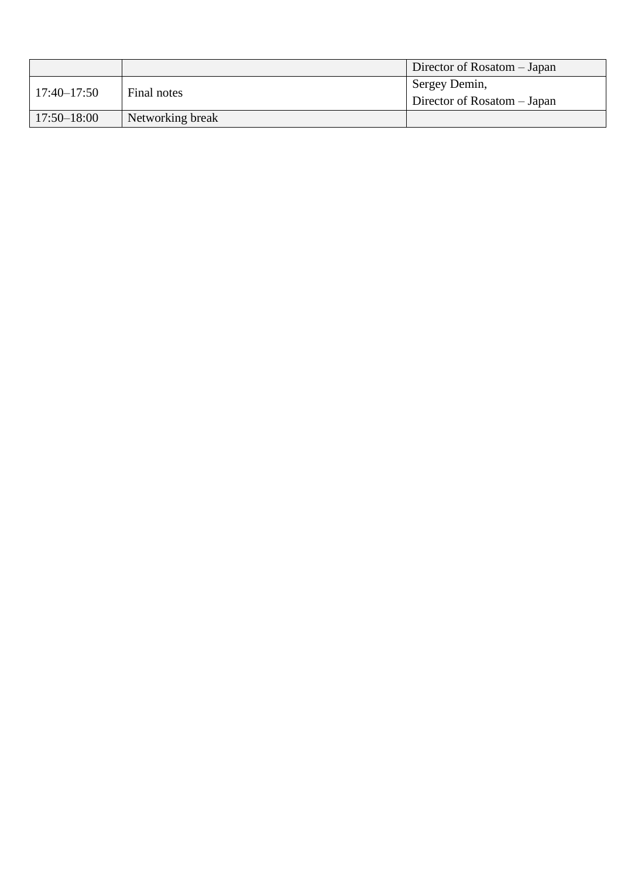| | | |
|---|---|---|
| | | Director of Rosatom – Japan |
| 17:40–17:50 | Final notes | Sergey Demin,<br>Director of Rosatom – Japan |
| 17:50–18:00 | Networking break | |